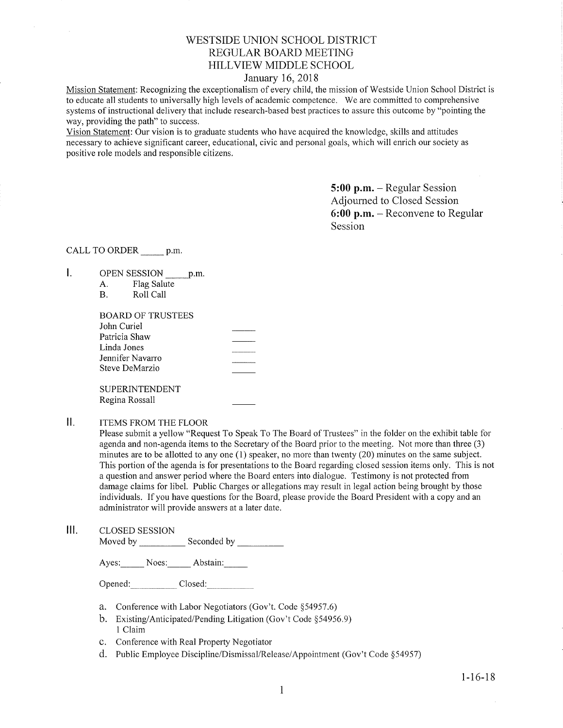# WESTSIDE UNION SCHOOL DISTRICT
## REGULAR BOARD MEETING
## HILLVIEW MIDDLE SCHOOL
### January 16, 2018

Mission Statement: Recognizing the exceptionalism of every child, the mission of Westside Union School District is to educate all students to universally high levels of academic competence. We are committed to comprehensive systems of instructional delivery that include research-based best practices to assure this outcome by "pointing the way, providing the path" to success.

Vision Statement: Our vision is to graduate students who have acquired the knowledge, skills and attitudes necessary to achieve significant career, educational, civic and personal goals, which will enrich our society as positive role models and responsible citizens.

**5:00 p.m.** – Regular Session Adjourned to Closed Session
**6:00 p.m.** – Reconvene to Regular Session

CALL TO ORDER _____ p.m.

I. OPEN SESSION _____ p.m.
   A. Flag Salute
   B. Roll Call

   BOARD OF TRUSTEES
   John Curiel _____
   Patricia Shaw _____
   Linda Jones _____
   Jennifer Navarro _____
   Steve DeMarzio _____

   SUPERINTENDENT
   Regina Rossall _____

II. ITEMS FROM THE FLOOR

Please submit a yellow "Request To Speak To The Board of Trustees" in the folder on the exhibit table for agenda and non-agenda items to the Secretary of the Board prior to the meeting. Not more than three (3) minutes are to be allotted to any one (1) speaker, no more than twenty (20) minutes on the same subject. This portion of the agenda is for presentations to the Board regarding closed session items only. This is not a question and answer period where the Board enters into dialogue. Testimony is not protected from damage claims for libel. Public Charges or allegations may result in legal action being brought by those individuals. If you have questions for the Board, please provide the Board President with a copy and an administrator will provide answers at a later date.

III. CLOSED SESSION

Moved by __________ Seconded by __________

Ayes:_____ Noes:_____ Abstain:_____

Opened:__________ Closed:__________

a. Conference with Labor Negotiators (Gov't. Code §54957.6)
b. Existing/Anticipated/Pending Litigation (Gov't Code §54956.9)
   1 Claim
c. Conference with Real Property Negotiator
d. Public Employee Discipline/Dismissal/Release/Appointment (Gov't Code §54957)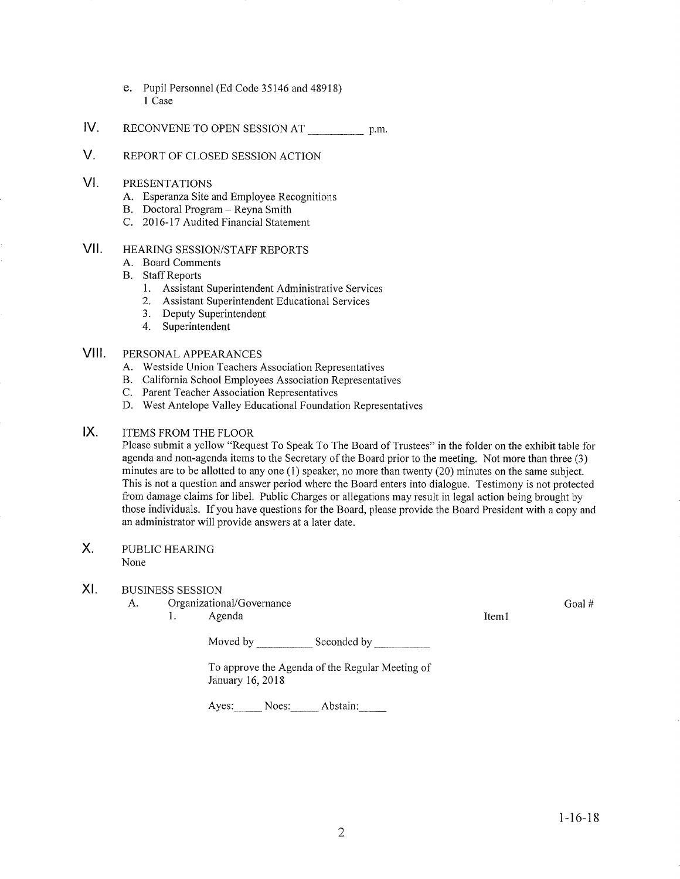e. Pupil Personnel (Ed Code 35146 and 48918)
   1 Case

## IV. RECONVENE TO OPEN SESSION AT __________ p.m.

## V. REPORT OF CLOSED SESSION ACTION

## VI. PRESENTATIONS

A. Esperanza Site and Employee Recognitions
B. Doctoral Program – Reyna Smith
C. 2016-17 Audited Financial Statement

## VII. HEARING SESSION/STAFF REPORTS

A. Board Comments
B. Staff Reports
   1. Assistant Superintendent Administrative Services
   2. Assistant Superintendent Educational Services
   3. Deputy Superintendent
   4. Superintendent

## VIII. PERSONAL APPEARANCES

A. Westside Union Teachers Association Representatives
B. California School Employees Association Representatives
C. Parent Teacher Association Representatives
D. West Antelope Valley Educational Foundation Representatives

## IX. ITEMS FROM THE FLOOR

Please submit a yellow "Request To Speak To The Board of Trustees" in the folder on the exhibit table for agenda and non-agenda items to the Secretary of the Board prior to the meeting. Not more than three (3) minutes are to be allotted to any one (1) speaker, no more than twenty (20) minutes on the same subject. This is not a question and answer period where the Board enters into dialogue. Testimony is not protected from damage claims for libel. Public Charges or allegations may result in legal action being brought by those individuals. If you have questions for the Board, please provide the Board President with a copy and an administrator will provide answers at a later date.

## X. PUBLIC HEARING

None

## XI. BUSINESS SESSION

A. Organizational/Governance — Goal #

   1. Agenda — Item1

      Moved by __________ Seconded by __________

      To approve the Agenda of the Regular Meeting of January 16, 2018

      Ayes:_____ Noes:_____ Abstain:_____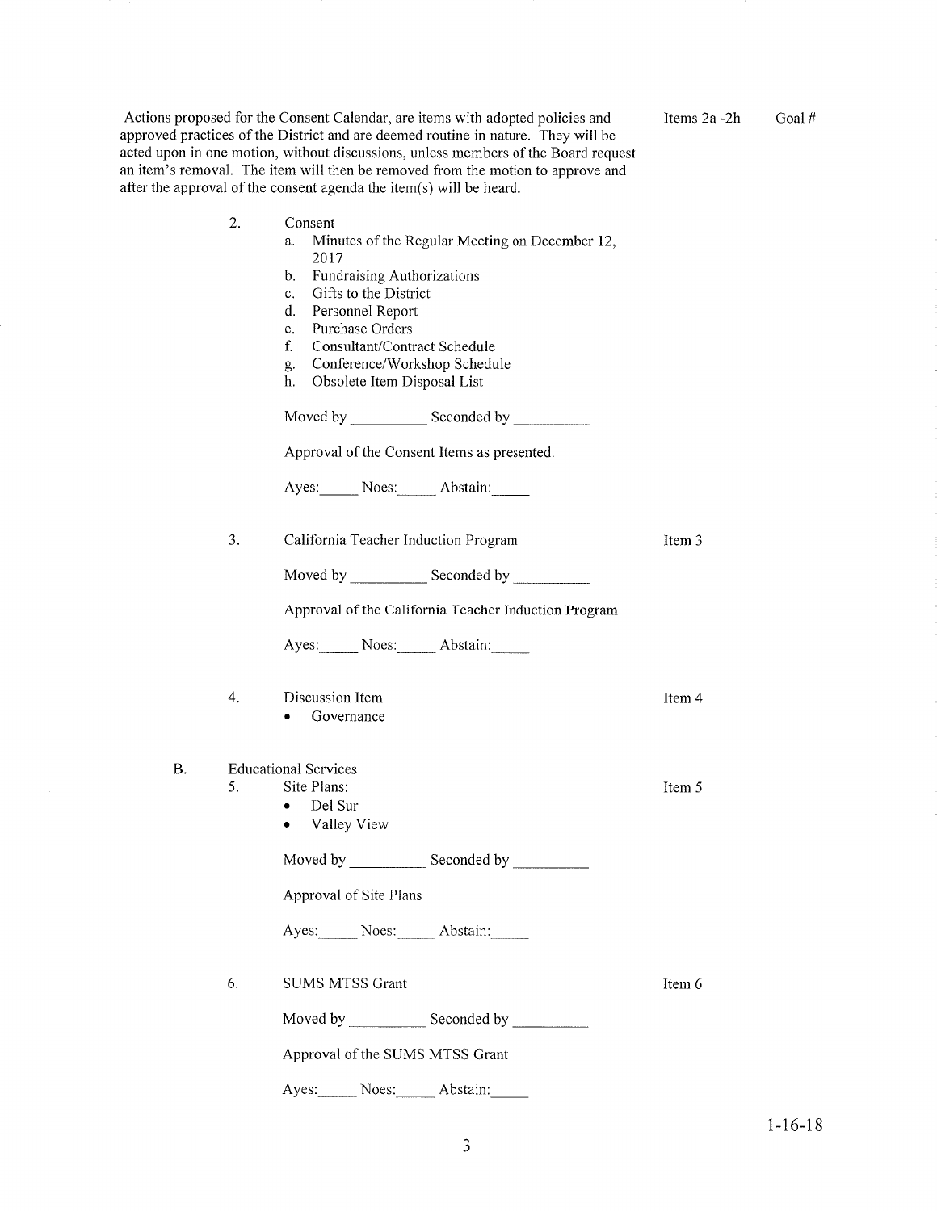Actions proposed for the Consent Calendar, are items with adopted policies and approved practices of the District and are deemed routine in nature. They will be acted upon in one motion, without discussions, unless members of the Board request an item's removal. The item will then be removed from the motion to approve and after the approval of the consent agenda the item(s) will be heard.

Items 2a -2h | Goal #

2. Consent
   a. Minutes of the Regular Meeting on December 12, 2017
   b. Fundraising Authorizations
   c. Gifts to the District
   d. Personnel Report
   e. Purchase Orders
   f. Consultant/Contract Schedule
   g. Conference/Workshop Schedule
   h. Obsolete Item Disposal List

   Moved by __________ Seconded by __________

   Approval of the Consent Items as presented.

   Ayes:_____ Noes:_____ Abstain:_____

3. California Teacher Induction Program — Item 3

   Moved by __________ Seconded by __________

   Approval of the California Teacher Induction Program

   Ayes:_____ Noes:_____ Abstain:_____

4. Discussion Item — Item 4
   - Governance

B. Educational Services

5. Site Plans: — Item 5
   - Del Sur
   - Valley View

   Moved by __________ Seconded by __________

   Approval of Site Plans

   Ayes:_____ Noes:_____ Abstain:_____

6. SUMS MTSS Grant — Item 6

   Moved by __________ Seconded by __________

   Approval of the SUMS MTSS Grant

   Ayes:_____ Noes:_____ Abstain:_____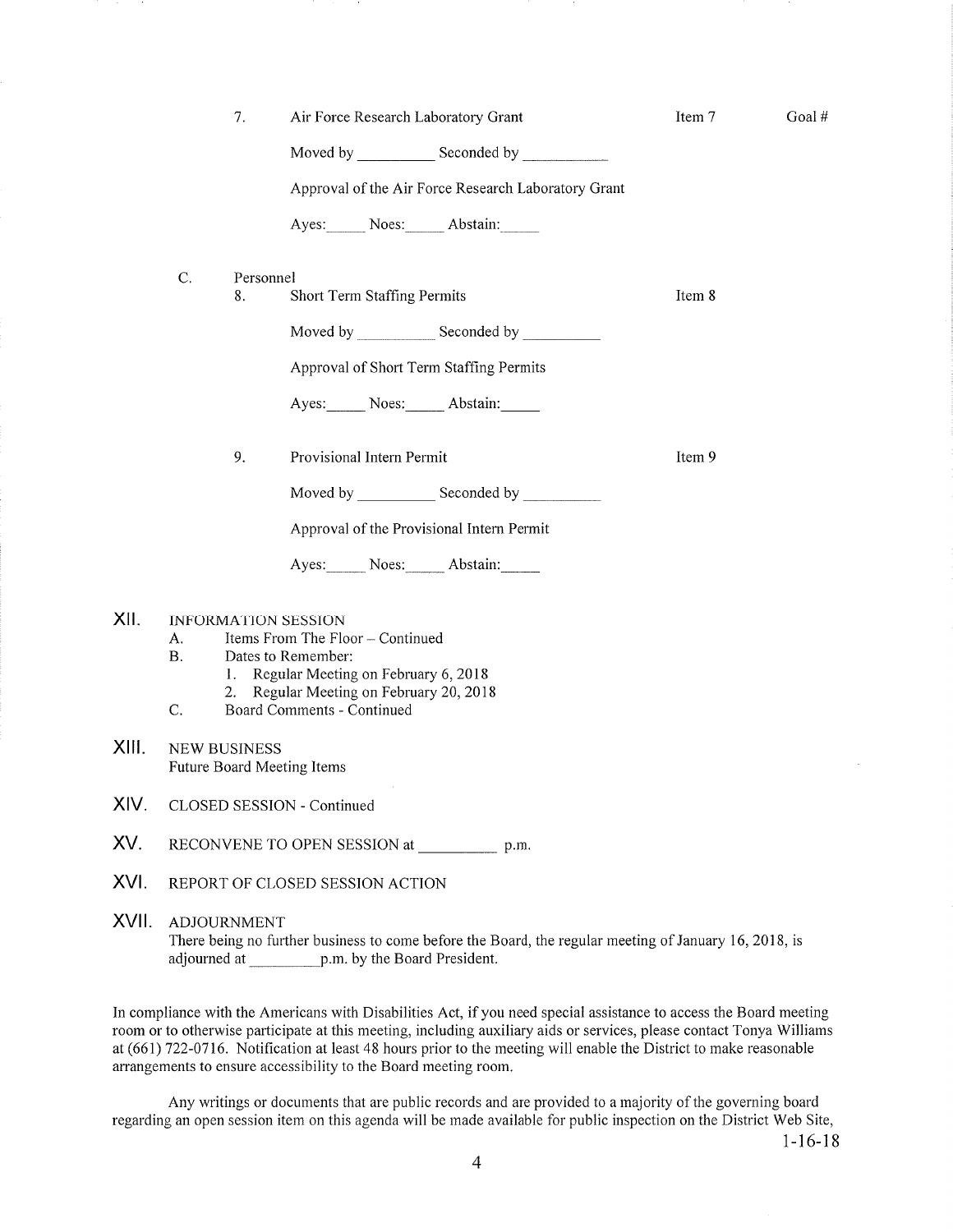7. Air Force Research Laboratory Grant — Item 7 — Goal #

   Moved by __________ Seconded by __________

   Approval of the Air Force Research Laboratory Grant

   Ayes:_____ Noes:_____ Abstain:_____

C. Personnel

8. Short Term Staffing Permits — Item 8

   Moved by __________ Seconded by __________

   Approval of Short Term Staffing Permits

   Ayes:_____ Noes:_____ Abstain:_____

9. Provisional Intern Permit — Item 9

   Moved by __________ Seconded by __________

   Approval of the Provisional Intern Permit

   Ayes:_____ Noes:_____ Abstain:_____

## XII. INFORMATION SESSION

A. Items From The Floor – Continued

B. Dates to Remember:
   1. Regular Meeting on February 6, 2018
   2. Regular Meeting on February 20, 2018

C. Board Comments - Continued

## XIII. NEW BUSINESS

Future Board Meeting Items

## XIV. CLOSED SESSION - Continued

## XV. RECONVENE TO OPEN SESSION at __________ p.m.

## XVI. REPORT OF CLOSED SESSION ACTION

## XVII. ADJOURNMENT

There being no further business to come before the Board, the regular meeting of January 16, 2018, is adjourned at __________p.m. by the Board President.

In compliance with the Americans with Disabilities Act, if you need special assistance to access the Board meeting room or to otherwise participate at this meeting, including auxiliary aids or services, please contact Tonya Williams at (661) 722-0716. Notification at least 48 hours prior to the meeting will enable the District to make reasonable arrangements to ensure accessibility to the Board meeting room.

Any writings or documents that are public records and are provided to a majority of the governing board regarding an open session item on this agenda will be made available for public inspection on the District Web Site,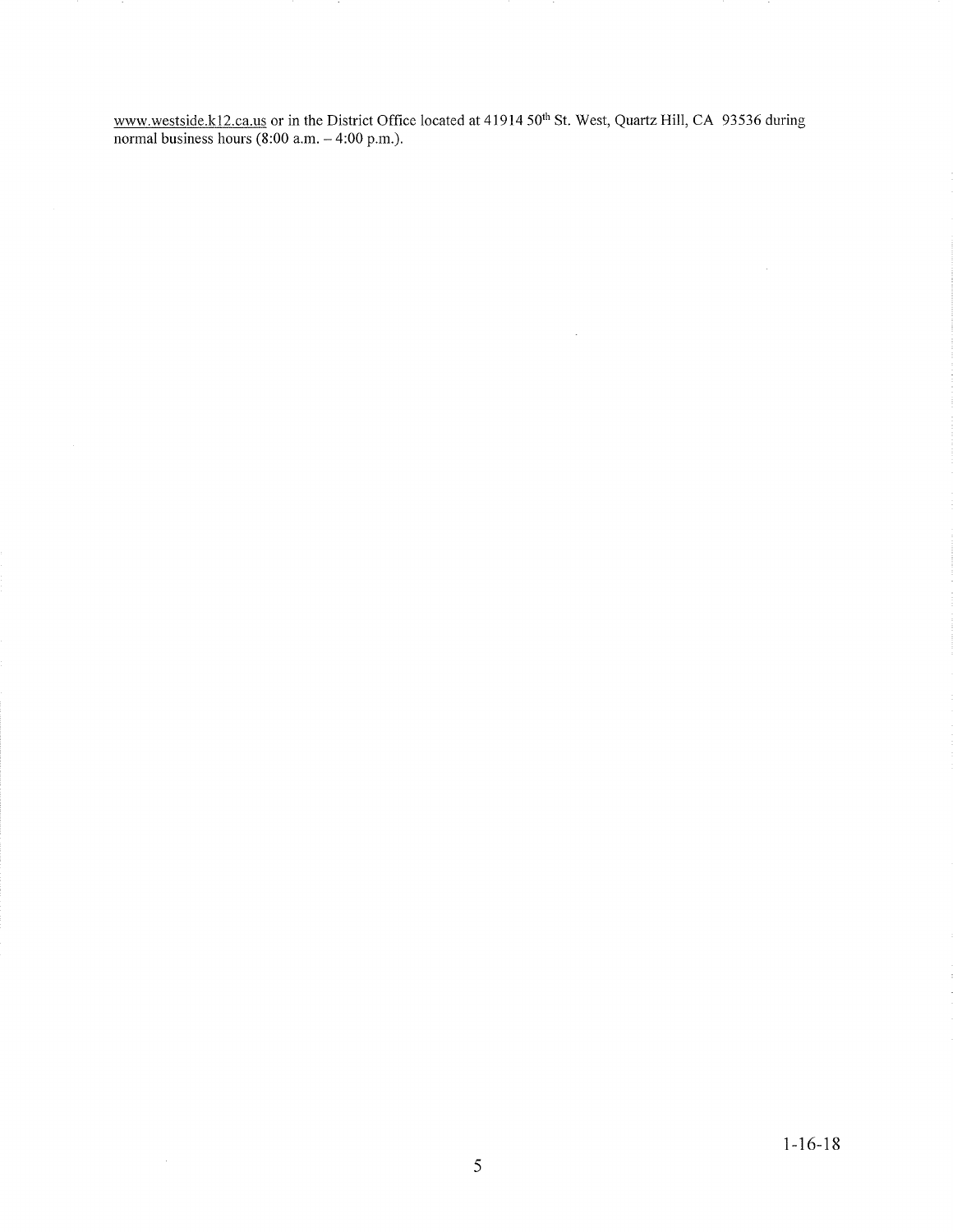www.westside.k12.ca.us or in the District Office located at 41914 50th St. West, Quartz Hill, CA 93536 during normal business hours (8:00 a.m. – 4:00 p.m.).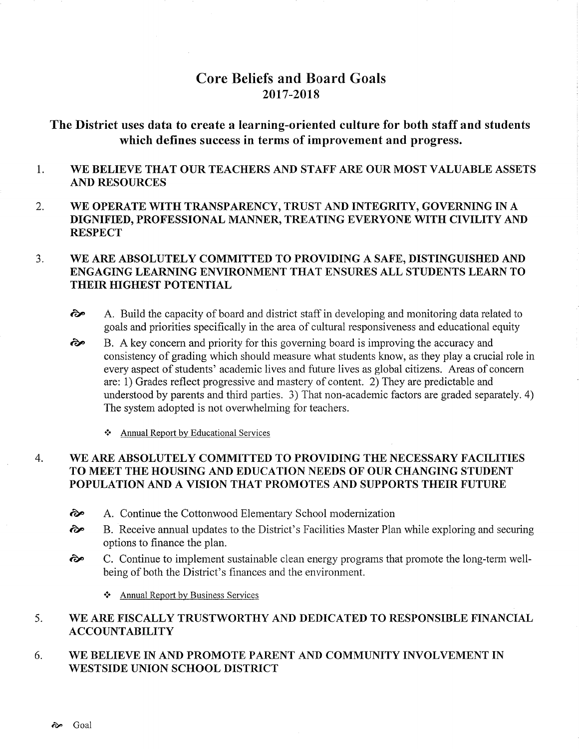# Core Beliefs and Board Goals
## 2017-2018

### The District uses data to create a learning-oriented culture for both staff and students which defines success in terms of improvement and progress.

1. **WE BELIEVE THAT OUR TEACHERS AND STAFF ARE OUR MOST VALUABLE ASSETS AND RESOURCES**

2. **WE OPERATE WITH TRANSPARENCY, TRUST AND INTEGRITY, GOVERNING IN A DIGNIFIED, PROFESSIONAL MANNER, TREATING EVERYONE WITH CIVILITY AND RESPECT**

3. **WE ARE ABSOLUTELY COMMITTED TO PROVIDING A SAFE, DISTINGUISHED AND ENGAGING LEARNING ENVIRONMENT THAT ENSURES ALL STUDENTS LEARN TO THEIR HIGHEST POTENTIAL**

   - ➢ A. Build the capacity of board and district staff in developing and monitoring data related to goals and priorities specifically in the area of cultural responsiveness and educational equity
   - ➢ B. A key concern and priority for this governing board is improving the accuracy and consistency of grading which should measure what students know, as they play a crucial role in every aspect of students' academic lives and future lives as global citizens. Areas of concern are: 1) Grades reflect progressive and mastery of content. 2) They are predictable and understood by parents and third parties. 3) That non-academic factors are graded separately. 4) The system adopted is not overwhelming for teachers.

     - ❖ Annual Report by Educational Services

4. **WE ARE ABSOLUTELY COMMITTED TO PROVIDING THE NECESSARY FACILITIES TO MEET THE HOUSING AND EDUCATION NEEDS OF OUR CHANGING STUDENT POPULATION AND A VISION THAT PROMOTES AND SUPPORTS THEIR FUTURE**

   - ➢ A. Continue the Cottonwood Elementary School modernization
   - ➢ B. Receive annual updates to the District's Facilities Master Plan while exploring and securing options to finance the plan.
   - ➢ C. Continue to implement sustainable clean energy programs that promote the long-term well-being of both the District's finances and the environment.

     - ❖ Annual Report by Business Services

5. **WE ARE FISCALLY TRUSTWORTHY AND DEDICATED TO RESPONSIBLE FINANCIAL ACCOUNTABILITY**

6. **WE BELIEVE IN AND PROMOTE PARENT AND COMMUNITY INVOLVEMENT IN WESTSIDE UNION SCHOOL DISTRICT**

➢ Goal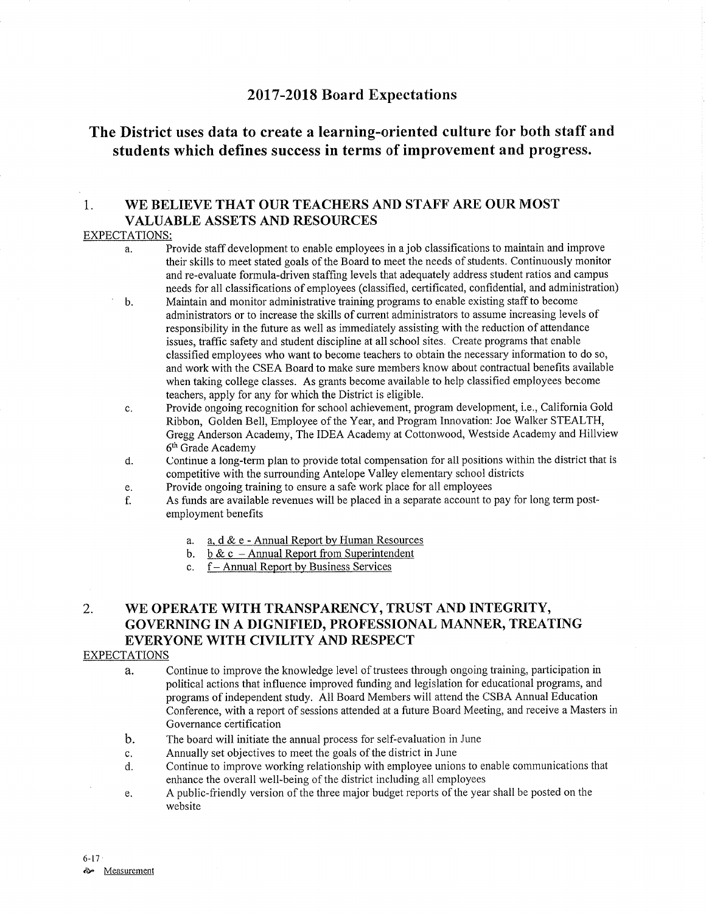# 2017-2018 Board Expectations

## The District uses data to create a learning-oriented culture for both staff and students which defines success in terms of improvement and progress.

### 1. WE BELIEVE THAT OUR TEACHERS AND STAFF ARE OUR MOST VALUABLE ASSETS AND RESOURCES

EXPECTATIONS:

a. Provide staff development to enable employees in a job classifications to maintain and improve their skills to meet stated goals of the Board to meet the needs of students. Continuously monitor and re-evaluate formula-driven staffing levels that adequately address student ratios and campus needs for all classifications of employees (classified, certificated, confidential, and administration)

b. Maintain and monitor administrative training programs to enable existing staff to become administrators or to increase the skills of current administrators to assume increasing levels of responsibility in the future as well as immediately assisting with the reduction of attendance issues, traffic safety and student discipline at all school sites. Create programs that enable classified employees who want to become teachers to obtain the necessary information to do so, and work with the CSEA Board to make sure members know about contractual benefits available when taking college classes. As grants become available to help classified employees become teachers, apply for any for which the District is eligible.

c. Provide ongoing recognition for school achievement, program development, i.e., California Gold Ribbon, Golden Bell, Employee of the Year, and Program Innovation: Joe Walker STEALTH, Gregg Anderson Academy, The IDEA Academy at Cottonwood, Westside Academy and Hillview 6th Grade Academy

d. Continue a long-term plan to provide total compensation for all positions within the district that is competitive with the surrounding Antelope Valley elementary school districts

e. Provide ongoing training to ensure a safe work place for all employees

f. As funds are available revenues will be placed in a separate account to pay for long term post-employment benefits

   a. a, d & e - Annual Report by Human Resources
   b. b & c – Annual Report from Superintendent
   c. f – Annual Report by Business Services

### 2. WE OPERATE WITH TRANSPARENCY, TRUST AND INTEGRITY, GOVERNING IN A DIGNIFIED, PROFESSIONAL MANNER, TREATING EVERYONE WITH CIVILITY AND RESPECT

EXPECTATIONS

a. Continue to improve the knowledge level of trustees through ongoing training, participation in political actions that influence improved funding and legislation for educational programs, and programs of independent study. All Board Members will attend the CSBA Annual Education Conference, with a report of sessions attended at a future Board Meeting, and receive a Masters in Governance certification

b. The board will initiate the annual process for self-evaluation in June

c. Annually set objectives to meet the goals of the district in June

d. Continue to improve working relationship with employee unions to enable communications that enhance the overall well-being of the district including all employees

e. A public-friendly version of the three major budget reports of the year shall be posted on the website

6-17

Measurement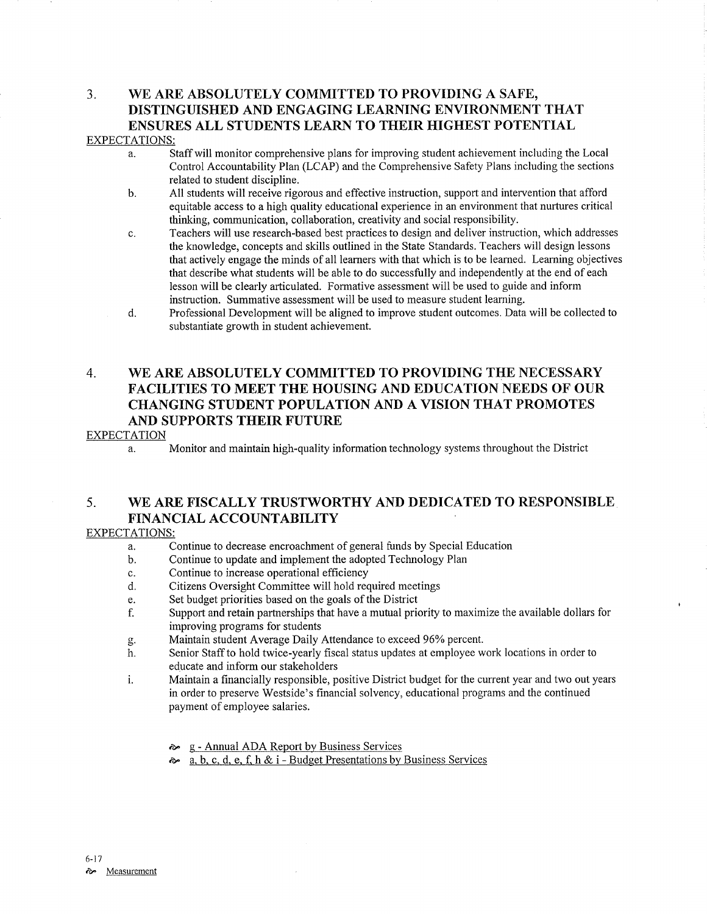## 3. WE ARE ABSOLUTELY COMMITTED TO PROVIDING A SAFE, DISTINGUISHED AND ENGAGING LEARNING ENVIRONMENT THAT ENSURES ALL STUDENTS LEARN TO THEIR HIGHEST POTENTIAL

<u>EXPECTATIONS:</u>

a. Staff will monitor comprehensive plans for improving student achievement including the Local Control Accountability Plan (LCAP) and the Comprehensive Safety Plans including the sections related to student discipline.

b. All students will receive rigorous and effective instruction, support and intervention that afford equitable access to a high quality educational experience in an environment that nurtures critical thinking, communication, collaboration, creativity and social responsibility.

c. Teachers will use research-based best practices to design and deliver instruction, which addresses the knowledge, concepts and skills outlined in the State Standards. Teachers will design lessons that actively engage the minds of all learners with that which is to be learned. Learning objectives that describe what students will be able to do successfully and independently at the end of each lesson will be clearly articulated. Formative assessment will be used to guide and inform instruction. Summative assessment will be used to measure student learning.

d. Professional Development will be aligned to improve student outcomes. Data will be collected to substantiate growth in student achievement.

## 4. WE ARE ABSOLUTELY COMMITTED TO PROVIDING THE NECESSARY FACILITIES TO MEET THE HOUSING AND EDUCATION NEEDS OF OUR CHANGING STUDENT POPULATION AND A VISION THAT PROMOTES AND SUPPORTS THEIR FUTURE

<u>EXPECTATION</u>

a. Monitor and maintain high-quality information technology systems throughout the District

## 5. WE ARE FISCALLY TRUSTWORTHY AND DEDICATED TO RESPONSIBLE FINANCIAL ACCOUNTABILITY

<u>EXPECTATIONS:</u>

a. Continue to decrease encroachment of general funds by Special Education

b. Continue to update and implement the adopted Technology Plan

c. Continue to increase operational efficiency

d. Citizens Oversight Committee will hold required meetings

e. Set budget priorities based on the goals of the District

f. Support and retain partnerships that have a mutual priority to maximize the available dollars for improving programs for students

g. Maintain student Average Daily Attendance to exceed 96% percent.

h. Senior Staff to hold twice-yearly fiscal status updates at employee work locations in order to educate and inform our stakeholders

i. Maintain a financially responsible, positive District budget for the current year and two out years in order to preserve Westside's financial solvency, educational programs and the continued payment of employee salaries.

- <u>g - Annual ADA Report by Business Services</u>
- <u>a, b, c, d, e, f, h & i - Budget Presentations by Business Services</u>

6-17

<u>Measurement</u>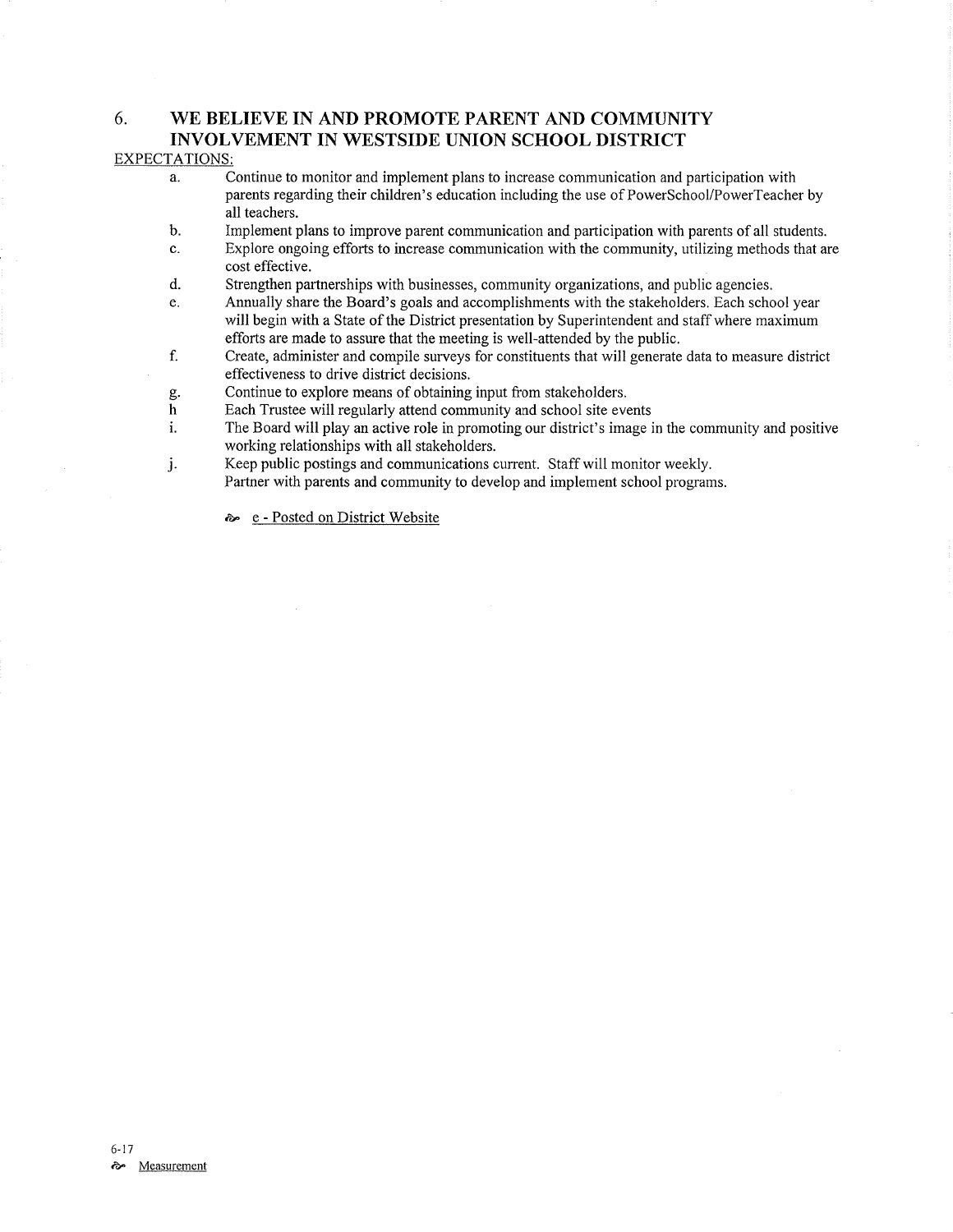## 6. WE BELIEVE IN AND PROMOTE PARENT AND COMMUNITY INVOLVEMENT IN WESTSIDE UNION SCHOOL DISTRICT

EXPECTATIONS:

a. Continue to monitor and implement plans to increase communication and participation with parents regarding their children's education including the use of PowerSchool/PowerTeacher by all teachers.

b. Implement plans to improve parent communication and participation with parents of all students.

c. Explore ongoing efforts to increase communication with the community, utilizing methods that are cost effective.

d. Strengthen partnerships with businesses, community organizations, and public agencies.

e. Annually share the Board's goals and accomplishments with the stakeholders. Each school year will begin with a State of the District presentation by Superintendent and staff where maximum efforts are made to assure that the meeting is well-attended by the public.

f. Create, administer and compile surveys for constituents that will generate data to measure district effectiveness to drive district decisions.

g. Continue to explore means of obtaining input from stakeholders.

h Each Trustee will regularly attend community and school site events

i. The Board will play an active role in promoting our district's image in the community and positive working relationships with all stakeholders.

j. Keep public postings and communications current. Staff will monitor weekly.
Partner with parents and community to develop and implement school programs.

- e - Posted on District Website

6-17

- Measurement